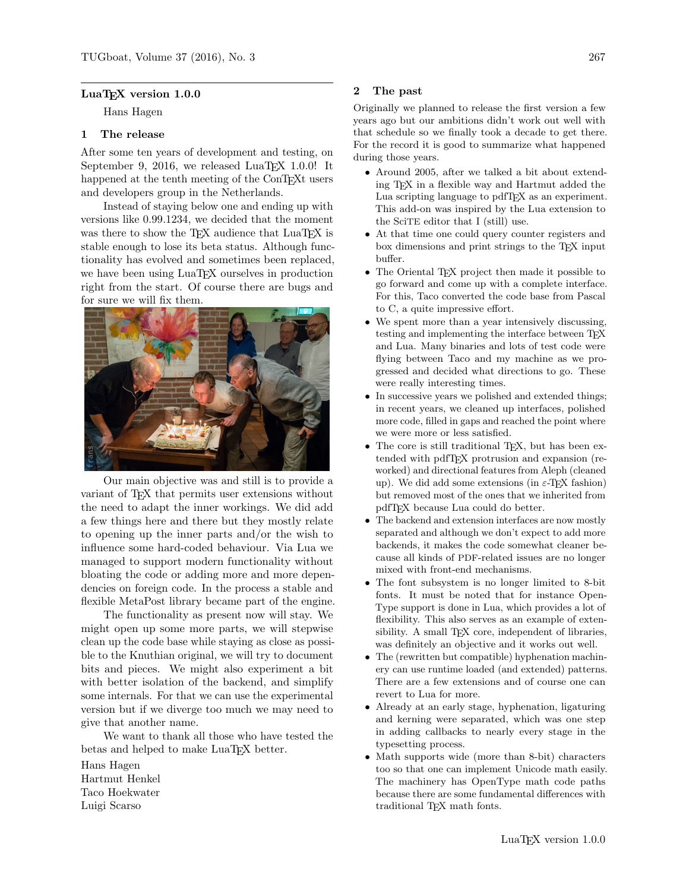## LuaTeX version 1.0.0

Hans Hagen

### 1 The release

After some ten years of development and testing, on September 9, 2016, we released LuaTeX 1.0.0! It happened at the tenth meeting of the ConTeXt users and developers group in the Netherlands.

Instead of staying below one and ending up with versions like 0.99.1234, we decided that the moment was there to show the TeX audience that LuaTeX is stable enough to lose its beta status. Although functionality has evolved and sometimes been replaced, we have been using LuaTeX ourselves in production right from the start. Of course there are bugs and for sure we will fix them.

Our main objective was and still is to provide a variant of TeX that permits user extensions without the need to adapt the inner workings. We did add a few things here and there but they mostly relate to opening up the inner parts and/or the wish to influence some hard-coded behaviour. Via Lua we managed to support modern functionality without bloating the code or adding more and more dependencies on foreign code. In the process a stable and flexible MetaPost library became part of the engine.

The functionality as present now will stay. We might open up some more parts, we will stepwise clean up the code base while staying as close as possible to the Knuthian original, we will try to document bits and pieces. We might also experiment a bit with better isolation of the backend, and simplify some internals. For that we can use the experimental version but if we diverge too much we may need to give that another name.

We want to thank all those who have tested the betas and helped to make LuaTeX better.

Hans Hagen
Hartmut Henkel
Taco Hoekwater
Luigi Scarso

### 2 The past

Originally we planned to release the first version a few years ago but our ambitions didn't work out well with that schedule so we finally took a decade to get there. For the record it is good to summarize what happened during those years.

- Around 2005, after we talked a bit about extending TeX in a flexible way and Hartmut added the Lua scripting language to pdfTeX as an experiment. This add-on was inspired by the Lua extension to the SciTE editor that I (still) use.
- At that time one could query counter registers and box dimensions and print strings to the TeX input buffer.
- The Oriental TeX project then made it possible to go forward and come up with a complete interface. For this, Taco converted the code base from Pascal to C, a quite impressive effort.
- We spent more than a year intensively discussing, testing and implementing the interface between TeX and Lua. Many binaries and lots of test code were flying between Taco and my machine as we progressed and decided what directions to go. These were really interesting times.
- In successive years we polished and extended things; in recent years, we cleaned up interfaces, polished more code, filled in gaps and reached the point where we were more or less satisfied.
- The core is still traditional TeX, but has been extended with pdfTeX protrusion and expansion (reworked) and directional features from Aleph (cleaned up). We did add some extensions (in ε-TeX fashion) but removed most of the ones that we inherited from pdfTeX because Lua could do better.
- The backend and extension interfaces are now mostly separated and although we don't expect to add more backends, it makes the code somewhat cleaner because all kinds of PDF-related issues are no longer mixed with front-end mechanisms.
- The font subsystem is no longer limited to 8-bit fonts. It must be noted that for instance OpenType support is done in Lua, which provides a lot of flexibility. This also serves as an example of extensibility. A small TeX core, independent of libraries, was definitely an objective and it works out well.
- The (rewritten but compatible) hyphenation machinery can use runtime loaded (and extended) patterns. There are a few extensions and of course one can revert to Lua for more.
- Already at an early stage, hyphenation, ligaturing and kerning were separated, which was one step in adding callbacks to nearly every stage in the typesetting process.
- Math supports wide (more than 8-bit) characters too so that one can implement Unicode math easily. The machinery has OpenType math code paths because there are some fundamental differences with traditional TeX math fonts.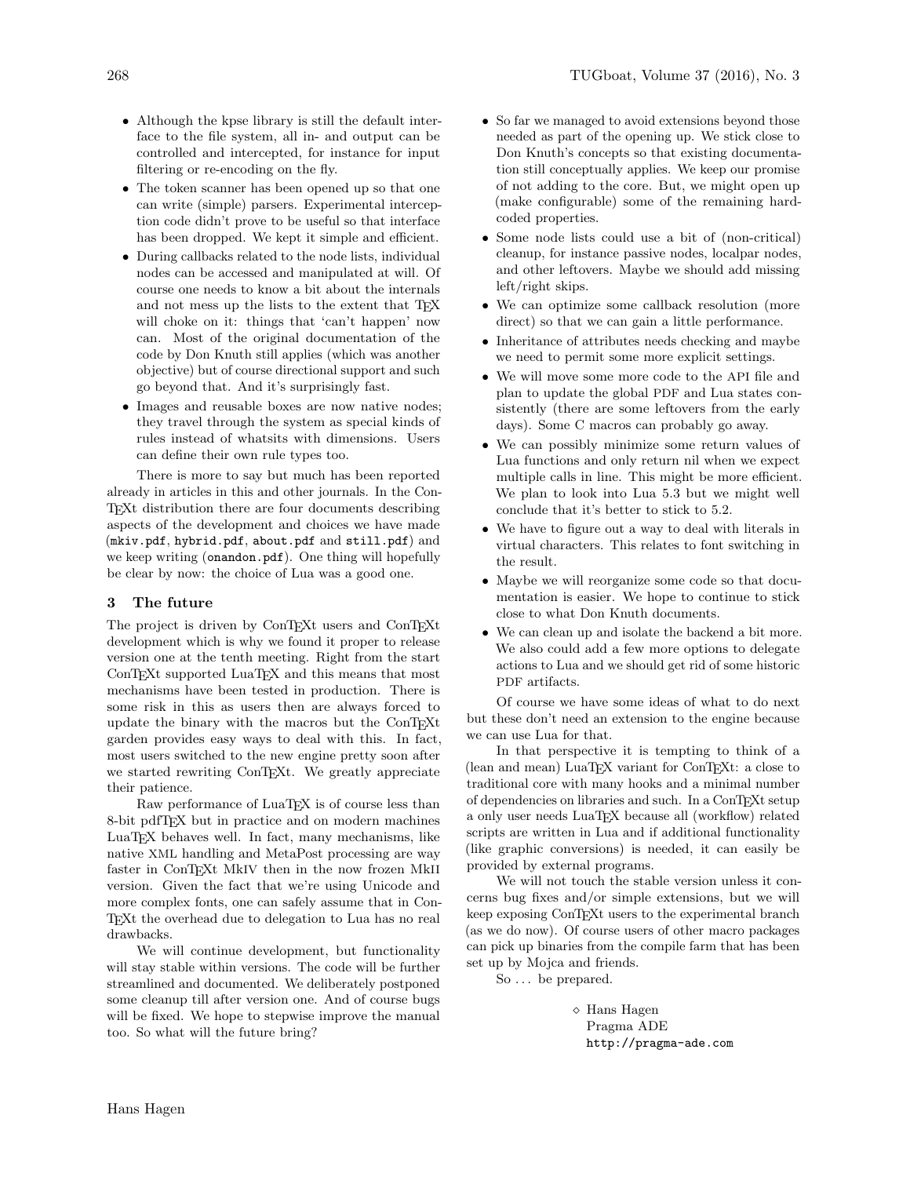- Although the kpse library is still the default interface to the file system, all in- and output can be controlled and intercepted, for instance for input filtering or re-encoding on the fly.
- The token scanner has been opened up so that one can write (simple) parsers. Experimental interception code didn't prove to be useful so that interface has been dropped. We kept it simple and efficient.
- During callbacks related to the node lists, individual nodes can be accessed and manipulated at will. Of course one needs to know a bit about the internals and not mess up the lists to the extent that TEX will choke on it: things that 'can't happen' now can. Most of the original documentation of the code by Don Knuth still applies (which was another objective) but of course directional support and such go beyond that. And it's surprisingly fast.
- Images and reusable boxes are now native nodes; they travel through the system as special kinds of rules instead of whatsits with dimensions. Users can define their own rule types too.

There is more to say but much has been reported already in articles in this and other journals. In the ConTEXt distribution there are four documents describing aspects of the development and choices we have made (`mkiv.pdf`, `hybrid.pdf`, `about.pdf` and `still.pdf`) and we keep writing (`onandon.pdf`). One thing will hopefully be clear by now: the choice of Lua was a good one.

## 3 The future

The project is driven by ConTEXt users and ConTEXt development which is why we found it proper to release version one at the tenth meeting. Right from the start ConTEXt supported LuaTEX and this means that most mechanisms have been tested in production. There is some risk in this as users then are always forced to update the binary with the macros but the ConTEXt garden provides easy ways to deal with this. In fact, most users switched to the new engine pretty soon after we started rewriting ConTEXt. We greatly appreciate their patience.

Raw performance of LuaTEX is of course less than 8-bit pdfTEX but in practice and on modern machines LuaTEX behaves well. In fact, many mechanisms, like native XML handling and MetaPost processing are way faster in ConTEXt MkIV then in the now frozen MkII version. Given the fact that we're using Unicode and more complex fonts, one can safely assume that in ConTEXt the overhead due to delegation to Lua has no real drawbacks.

We will continue development, but functionality will stay stable within versions. The code will be further streamlined and documented. We deliberately postponed some cleanup till after version one. And of course bugs will be fixed. We hope to stepwise improve the manual too. So what will the future bring?

- So far we managed to avoid extensions beyond those needed as part of the opening up. We stick close to Don Knuth's concepts so that existing documentation still conceptually applies. We keep our promise of not adding to the core. But, we might open up (make configurable) some of the remaining hard-coded properties.
- Some node lists could use a bit of (non-critical) cleanup, for instance passive nodes, localpar nodes, and other leftovers. Maybe we should add missing left/right skips.
- We can optimize some callback resolution (more direct) so that we can gain a little performance.
- Inheritance of attributes needs checking and maybe we need to permit some more explicit settings.
- We will move some more code to the API file and plan to update the global PDF and Lua states consistently (there are some leftovers from the early days). Some C macros can probably go away.
- We can possibly minimize some return values of Lua functions and only return nil when we expect multiple calls in line. This might be more efficient. We plan to look into Lua 5.3 but we might well conclude that it's better to stick to 5.2.
- We have to figure out a way to deal with literals in virtual characters. This relates to font switching in the result.
- Maybe we will reorganize some code so that documentation is easier. We hope to continue to stick close to what Don Knuth documents.
- We can clean up and isolate the backend a bit more. We also could add a few more options to delegate actions to Lua and we should get rid of some historic PDF artifacts.

Of course we have some ideas of what to do next but these don't need an extension to the engine because we can use Lua for that.

In that perspective it is tempting to think of a (lean and mean) LuaTEX variant for ConTEXt: a close to traditional core with many hooks and a minimal number of dependencies on libraries and such. In a ConTEXt setup a only user needs LuaTEX because all (workflow) related scripts are written in Lua and if additional functionality (like graphic conversions) is needed, it can easily be provided by external programs.

We will not touch the stable version unless it concerns bug fixes and/or simple extensions, but we will keep exposing ConTEXt users to the experimental branch (as we do now). Of course users of other macro packages can pick up binaries from the compile farm that has been set up by Mojca and friends.

So ... be prepared.

◇ Hans Hagen
Pragma ADE
`http://pragma-ade.com`